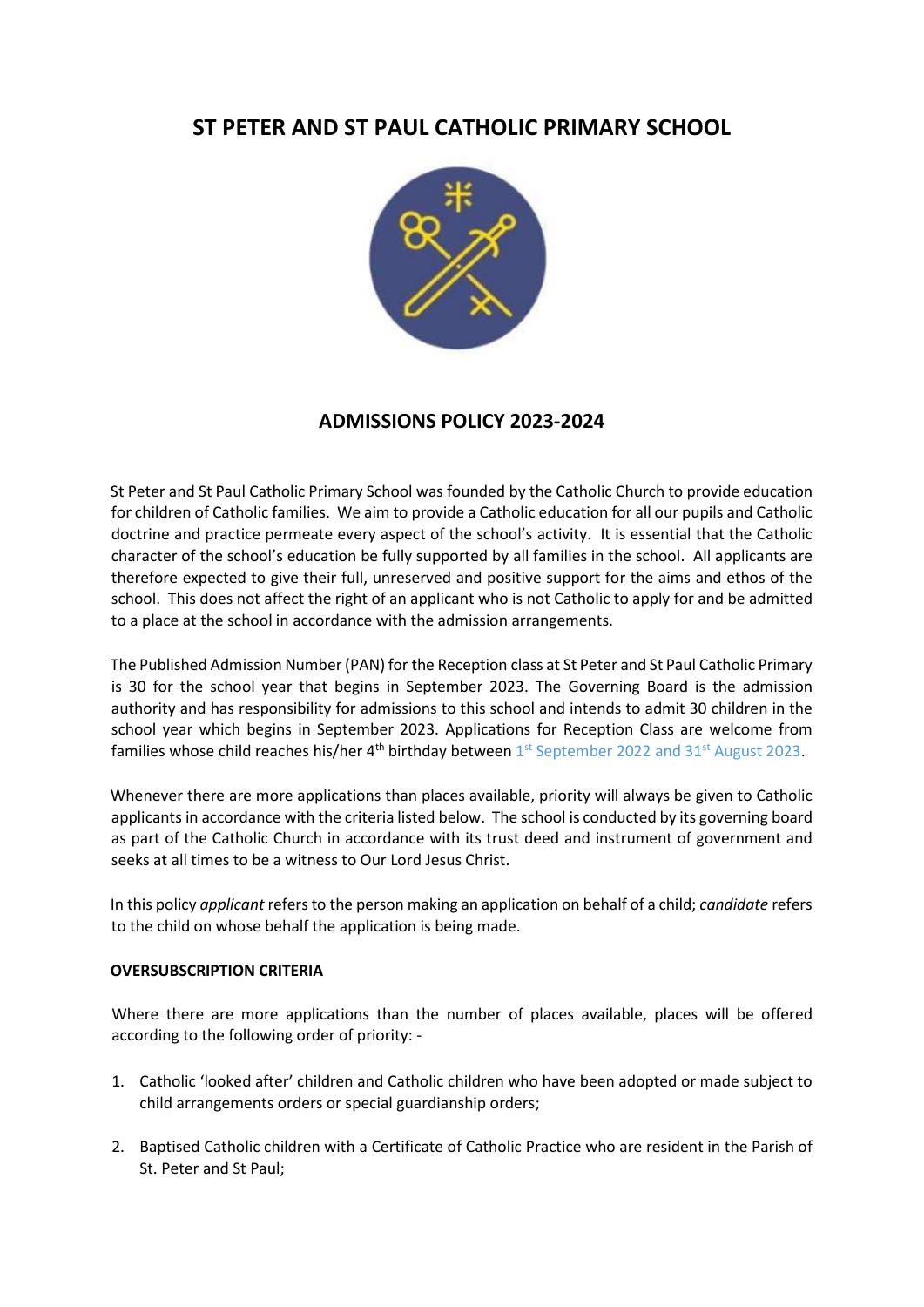# ST PETER AND ST PAUL CATHOLIC PRIMARY SCHOOL

## ADMISSIONS POLICY 2023-2024

St Peter and St Paul Catholic Primary School was founded by the Catholic Church to provide education for children of Catholic families. We aim to provide a Catholic education for all our pupils and Catholic doctrine and practice permeate every aspect of the school's activity. It is essential that the Catholic character of the school's education be fully supported by all families in the school. All applicants are therefore expected to give their full, unreserved and positive support for the aims and ethos of the school. This does not affect the right of an applicant who is not Catholic to apply for and be admitted to a place at the school in accordance with the admission arrangements.

The Published Admission Number (PAN) for the Reception class at St Peter and St Paul Catholic Primary is 30 for the school year that begins in September 2023. The Governing Board is the admission authority and has responsibility for admissions to this school and intends to admit 30 children in the school year which begins in September 2023. Applications for Reception Class are welcome from families whose child reaches his/her 4th birthday between 1st September 2022 and 31st August 2023.

Whenever there are more applications than places available, priority will always be given to Catholic applicants in accordance with the criteria listed below. The school is conducted by its governing board as part of the Catholic Church in accordance with its trust deed and instrument of government and seeks at all times to be a witness to Our Lord Jesus Christ.

In this policy *applicant* refers to the person making an application on behalf of a child; *candidate* refers to the child on whose behalf the application is being made.

**OVERSUBSCRIPTION CRITERIA**

Where there are more applications than the number of places available, places will be offered according to the following order of priority: -

1. Catholic 'looked after' children and Catholic children who have been adopted or made subject to child arrangements orders or special guardianship orders;
2. Baptised Catholic children with a Certificate of Catholic Practice who are resident in the Parish of St. Peter and St Paul;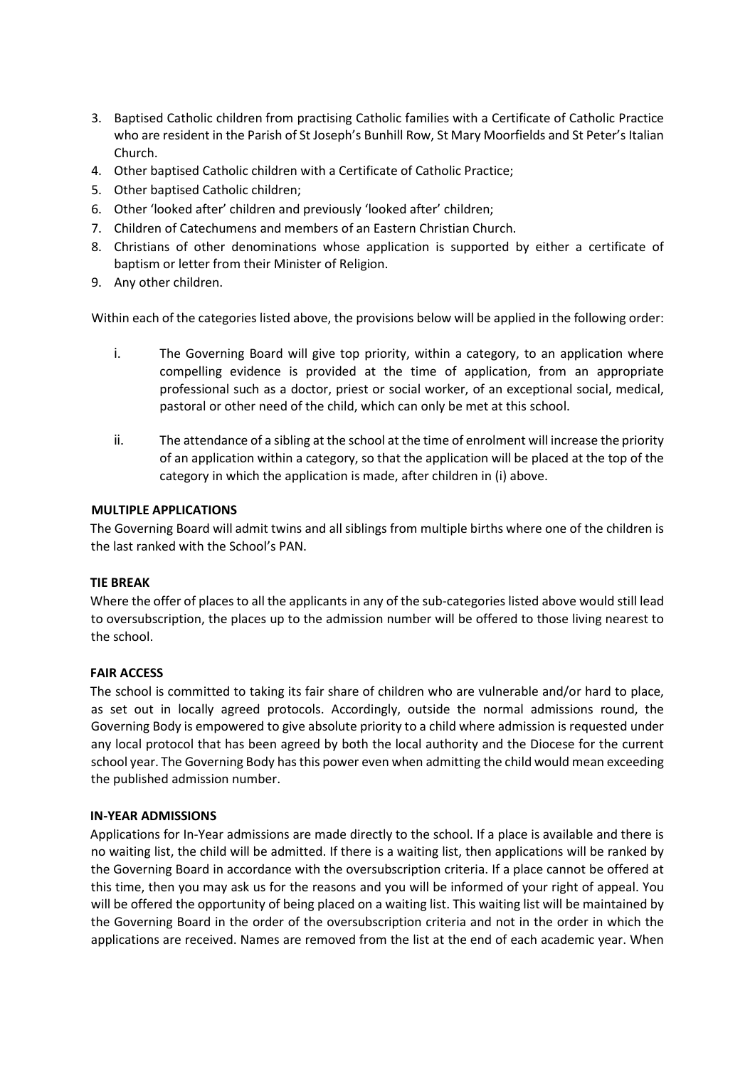3. Baptised Catholic children from practising Catholic families with a Certificate of Catholic Practice who are resident in the Parish of St Joseph's Bunhill Row, St Mary Moorfields and St Peter's Italian Church.
4. Other baptised Catholic children with a Certificate of Catholic Practice;
5. Other baptised Catholic children;
6. Other 'looked after' children and previously 'looked after' children;
7. Children of Catechumens and members of an Eastern Christian Church.
8. Christians of other denominations whose application is supported by either a certificate of baptism or letter from their Minister of Religion.
9. Any other children.

Within each of the categories listed above, the provisions below will be applied in the following order:

i. The Governing Board will give top priority, within a category, to an application where compelling evidence is provided at the time of application, from an appropriate professional such as a doctor, priest or social worker, of an exceptional social, medical, pastoral or other need of the child, which can only be met at this school.

ii. The attendance of a sibling at the school at the time of enrolment will increase the priority of an application within a category, so that the application will be placed at the top of the category in which the application is made, after children in (i) above.

**MULTIPLE APPLICATIONS**

The Governing Board will admit twins and all siblings from multiple births where one of the children is the last ranked with the School's PAN.

**TIE BREAK**

Where the offer of places to all the applicants in any of the sub-categories listed above would still lead to oversubscription, the places up to the admission number will be offered to those living nearest to the school.

**FAIR ACCESS**

The school is committed to taking its fair share of children who are vulnerable and/or hard to place, as set out in locally agreed protocols. Accordingly, outside the normal admissions round, the Governing Body is empowered to give absolute priority to a child where admission is requested under any local protocol that has been agreed by both the local authority and the Diocese for the current school year. The Governing Body has this power even when admitting the child would mean exceeding the published admission number.

**IN-YEAR ADMISSIONS**

Applications for In-Year admissions are made directly to the school. If a place is available and there is no waiting list, the child will be admitted. If there is a waiting list, then applications will be ranked by the Governing Board in accordance with the oversubscription criteria. If a place cannot be offered at this time, then you may ask us for the reasons and you will be informed of your right of appeal. You will be offered the opportunity of being placed on a waiting list. This waiting list will be maintained by the Governing Board in the order of the oversubscription criteria and not in the order in which the applications are received. Names are removed from the list at the end of each academic year. When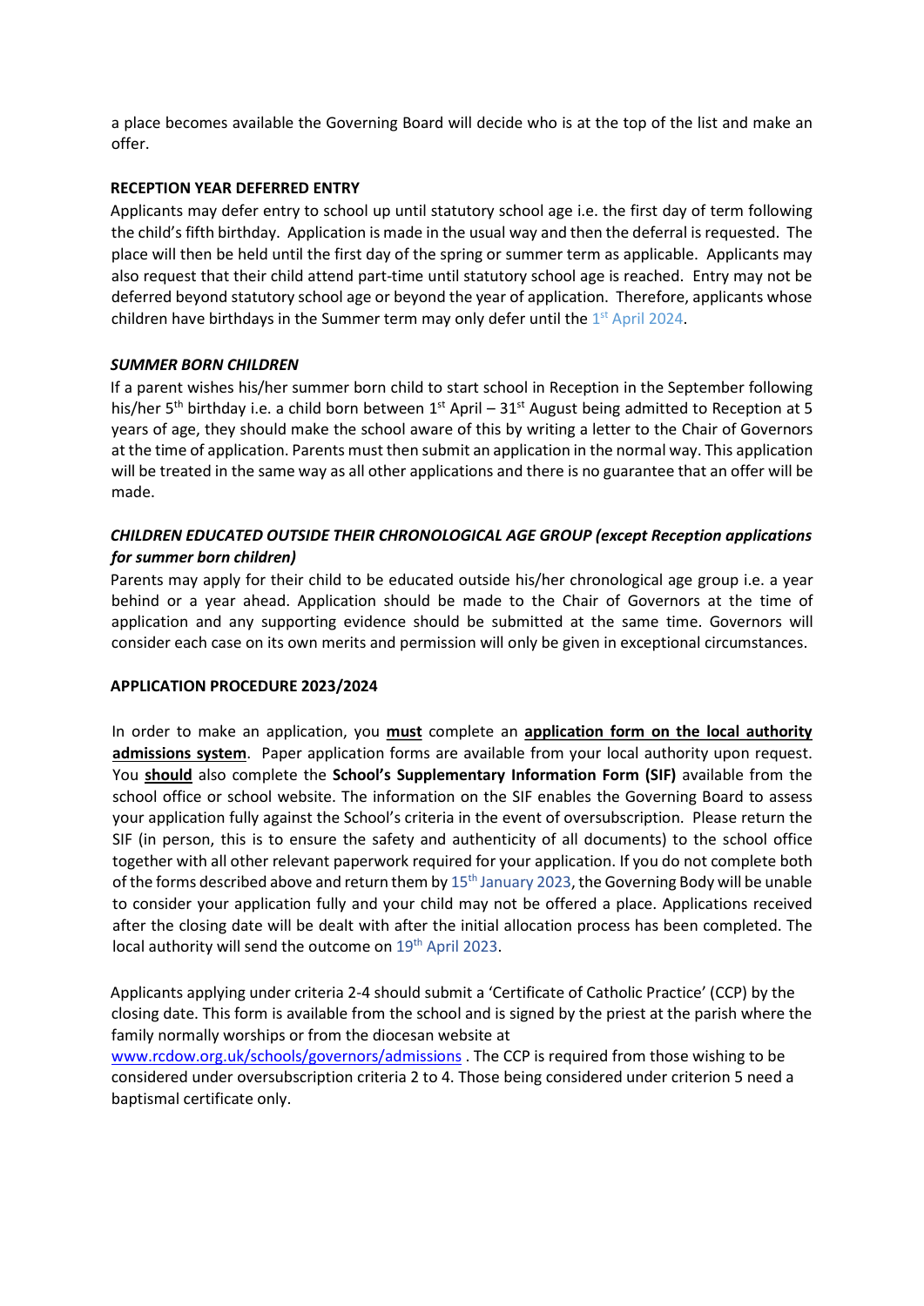a place becomes available the Governing Board will decide who is at the top of the list and make an offer.

**RECEPTION YEAR DEFERRED ENTRY**

Applicants may defer entry to school up until statutory school age i.e. the first day of term following the child's fifth birthday. Application is made in the usual way and then the deferral is requested. The place will then be held until the first day of the spring or summer term as applicable. Applicants may also request that their child attend part-time until statutory school age is reached. Entry may not be deferred beyond statutory school age or beyond the year of application. Therefore, applicants whose children have birthdays in the Summer term may only defer until the 1st April 2024.

***SUMMER BORN CHILDREN***

If a parent wishes his/her summer born child to start school in Reception in the September following his/her 5th birthday i.e. a child born between 1st April – 31st August being admitted to Reception at 5 years of age, they should make the school aware of this by writing a letter to the Chair of Governors at the time of application. Parents must then submit an application in the normal way. This application will be treated in the same way as all other applications and there is no guarantee that an offer will be made.

***CHILDREN EDUCATED OUTSIDE THEIR CHRONOLOGICAL AGE GROUP (except Reception applications for summer born children)***

Parents may apply for their child to be educated outside his/her chronological age group i.e. a year behind or a year ahead. Application should be made to the Chair of Governors at the time of application and any supporting evidence should be submitted at the same time. Governors will consider each case on its own merits and permission will only be given in exceptional circumstances.

**APPLICATION PROCEDURE 2023/2024**

In order to make an application, you **must** complete an **application form on the local authority admissions system**. Paper application forms are available from your local authority upon request. You **should** also complete the **School's Supplementary Information Form (SIF)** available from the school office or school website. The information on the SIF enables the Governing Board to assess your application fully against the School's criteria in the event of oversubscription. Please return the SIF (in person, this is to ensure the safety and authenticity of all documents) to the school office together with all other relevant paperwork required for your application. If you do not complete both of the forms described above and return them by 15th January 2023, the Governing Body will be unable to consider your application fully and your child may not be offered a place. Applications received after the closing date will be dealt with after the initial allocation process has been completed. The local authority will send the outcome on 19th April 2023.

Applicants applying under criteria 2-4 should submit a 'Certificate of Catholic Practice' (CCP) by the closing date. This form is available from the school and is signed by the priest at the parish where the family normally worships or from the diocesan website at www.rcdow.org.uk/schools/governors/admissions . The CCP is required from those wishing to be considered under oversubscription criteria 2 to 4. Those being considered under criterion 5 need a baptismal certificate only.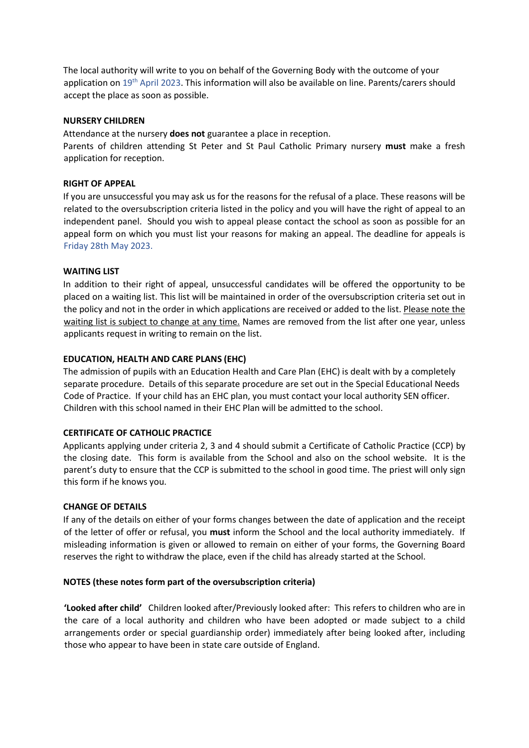The local authority will write to you on behalf of the Governing Body with the outcome of your application on 19th April 2023. This information will also be available on line. Parents/carers should accept the place as soon as possible.

**NURSERY CHILDREN**

Attendance at the nursery **does not** guarantee a place in reception.
Parents of children attending St Peter and St Paul Catholic Primary nursery **must** make a fresh application for reception.

**RIGHT OF APPEAL**

If you are unsuccessful you may ask us for the reasons for the refusal of a place. These reasons will be related to the oversubscription criteria listed in the policy and you will have the right of appeal to an independent panel. Should you wish to appeal please contact the school as soon as possible for an appeal form on which you must list your reasons for making an appeal. The deadline for appeals is Friday 28th May 2023.

**WAITING LIST**

In addition to their right of appeal, unsuccessful candidates will be offered the opportunity to be placed on a waiting list. This list will be maintained in order of the oversubscription criteria set out in the policy and not in the order in which applications are received or added to the list. Please note the waiting list is subject to change at any time. Names are removed from the list after one year, unless applicants request in writing to remain on the list.

**EDUCATION, HEALTH AND CARE PLANS (EHC)**

The admission of pupils with an Education Health and Care Plan (EHC) is dealt with by a completely separate procedure. Details of this separate procedure are set out in the Special Educational Needs Code of Practice. If your child has an EHC plan, you must contact your local authority SEN officer. Children with this school named in their EHC Plan will be admitted to the school.

**CERTIFICATE OF CATHOLIC PRACTICE**

Applicants applying under criteria 2, 3 and 4 should submit a Certificate of Catholic Practice (CCP) by the closing date. This form is available from the School and also on the school website. It is the parent's duty to ensure that the CCP is submitted to the school in good time. The priest will only sign this form if he knows you.

**CHANGE OF DETAILS**

If any of the details on either of your forms changes between the date of application and the receipt of the letter of offer or refusal, you **must** inform the School and the local authority immediately. If misleading information is given or allowed to remain on either of your forms, the Governing Board reserves the right to withdraw the place, even if the child has already started at the School.

**NOTES (these notes form part of the oversubscription criteria)**

**'Looked after child'** Children looked after/Previously looked after: This refers to children who are in the care of a local authority and children who have been adopted or made subject to a child arrangements order or special guardianship order) immediately after being looked after, including those who appear to have been in state care outside of England.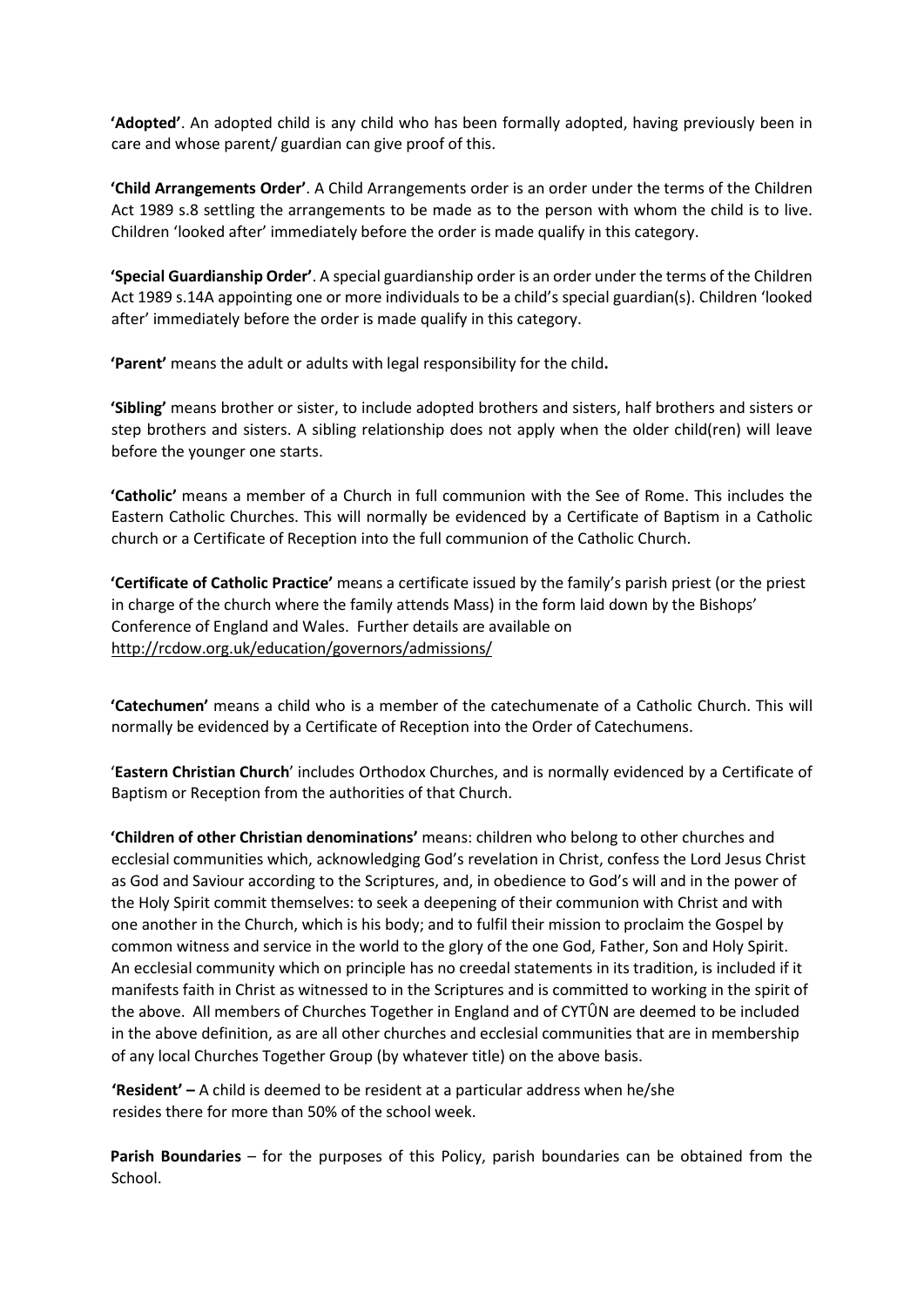**'Adopted'**. An adopted child is any child who has been formally adopted, having previously been in care and whose parent/ guardian can give proof of this.

**'Child Arrangements Order'**. A Child Arrangements order is an order under the terms of the Children Act 1989 s.8 settling the arrangements to be made as to the person with whom the child is to live. Children 'looked after' immediately before the order is made qualify in this category.

**'Special Guardianship Order'**. A special guardianship order is an order under the terms of the Children Act 1989 s.14A appointing one or more individuals to be a child's special guardian(s). Children 'looked after' immediately before the order is made qualify in this category.

**'Parent'** means the adult or adults with legal responsibility for the child**.**

**'Sibling'** means brother or sister, to include adopted brothers and sisters, half brothers and sisters or step brothers and sisters. A sibling relationship does not apply when the older child(ren) will leave before the younger one starts.

**'Catholic'** means a member of a Church in full communion with the See of Rome. This includes the Eastern Catholic Churches. This will normally be evidenced by a Certificate of Baptism in a Catholic church or a Certificate of Reception into the full communion of the Catholic Church.

**'Certificate of Catholic Practice'** means a certificate issued by the family's parish priest (or the priest in charge of the church where the family attends Mass) in the form laid down by the Bishops' Conference of England and Wales. Further details are available on http://rcdow.org.uk/education/governors/admissions/

**'Catechumen'** means a child who is a member of the catechumenate of a Catholic Church. This will normally be evidenced by a Certificate of Reception into the Order of Catechumens.

'**Eastern Christian Church**' includes Orthodox Churches, and is normally evidenced by a Certificate of Baptism or Reception from the authorities of that Church.

**'Children of other Christian denominations'** means: children who belong to other churches and ecclesial communities which, acknowledging God's revelation in Christ, confess the Lord Jesus Christ as God and Saviour according to the Scriptures, and, in obedience to God's will and in the power of the Holy Spirit commit themselves: to seek a deepening of their communion with Christ and with one another in the Church, which is his body; and to fulfil their mission to proclaim the Gospel by common witness and service in the world to the glory of the one God, Father, Son and Holy Spirit. An ecclesial community which on principle has no creedal statements in its tradition, is included if it manifests faith in Christ as witnessed to in the Scriptures and is committed to working in the spirit of the above. All members of Churches Together in England and of CYTÛN are deemed to be included in the above definition, as are all other churches and ecclesial communities that are in membership of any local Churches Together Group (by whatever title) on the above basis.

**'Resident' –** A child is deemed to be resident at a particular address when he/she resides there for more than 50% of the school week.

**Parish Boundaries** – for the purposes of this Policy, parish boundaries can be obtained from the School.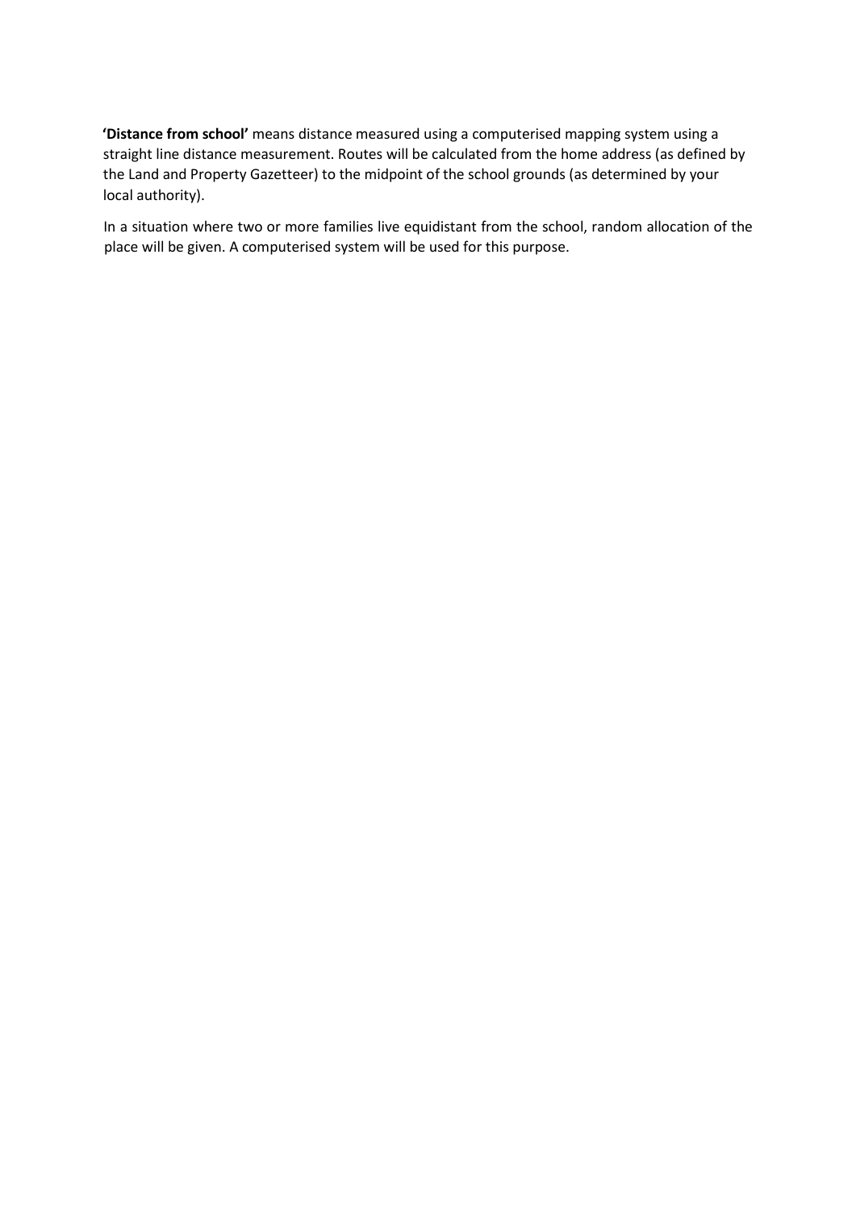**'Distance from school'** means distance measured using a computerised mapping system using a straight line distance measurement. Routes will be calculated from the home address (as defined by the Land and Property Gazetteer) to the midpoint of the school grounds (as determined by your local authority).

In a situation where two or more families live equidistant from the school, random allocation of the place will be given. A computerised system will be used for this purpose.